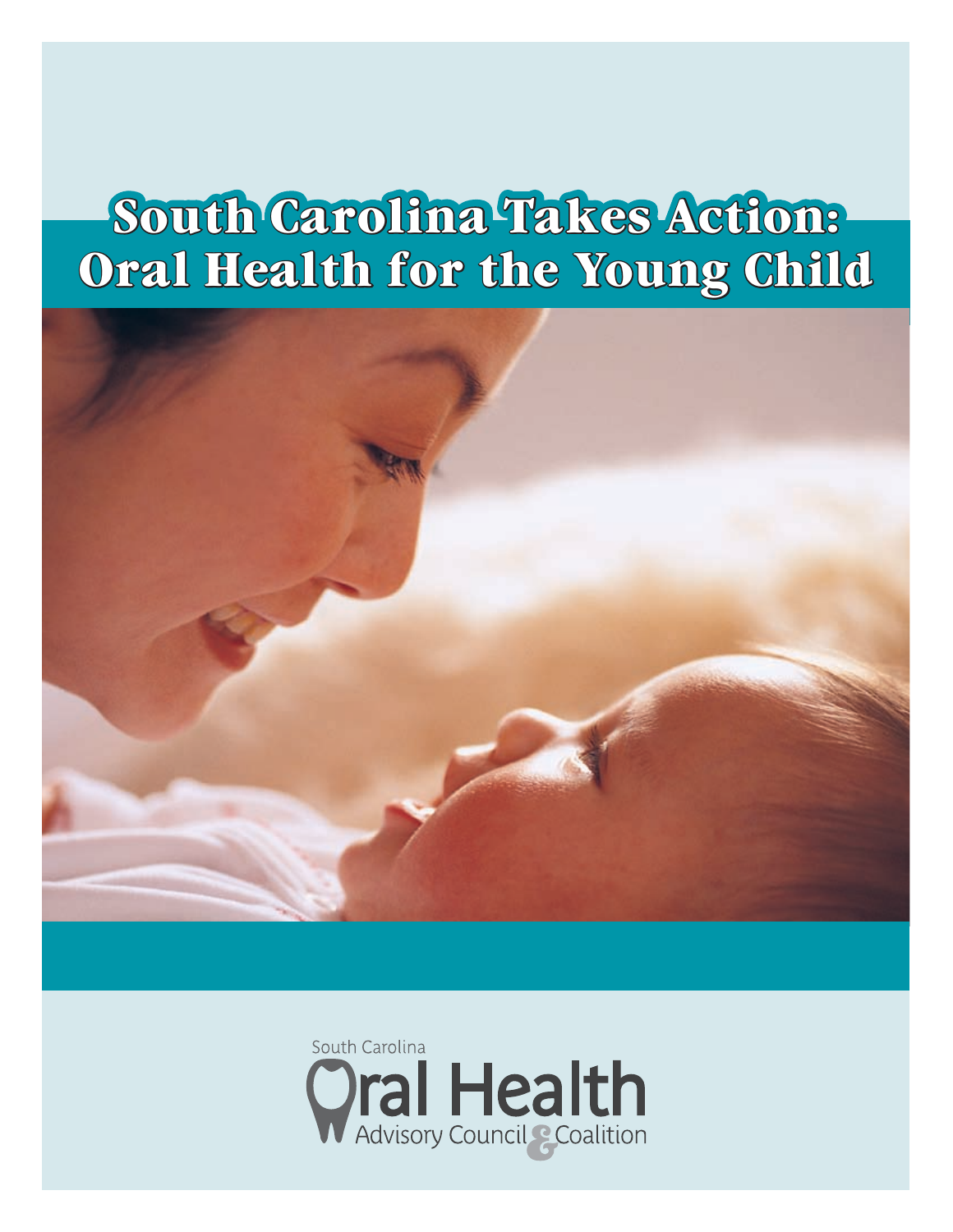# South Carolina Takes Action: Oral Health for the Young Child

South Carolina

Oral Health

Advisory Council & Coalition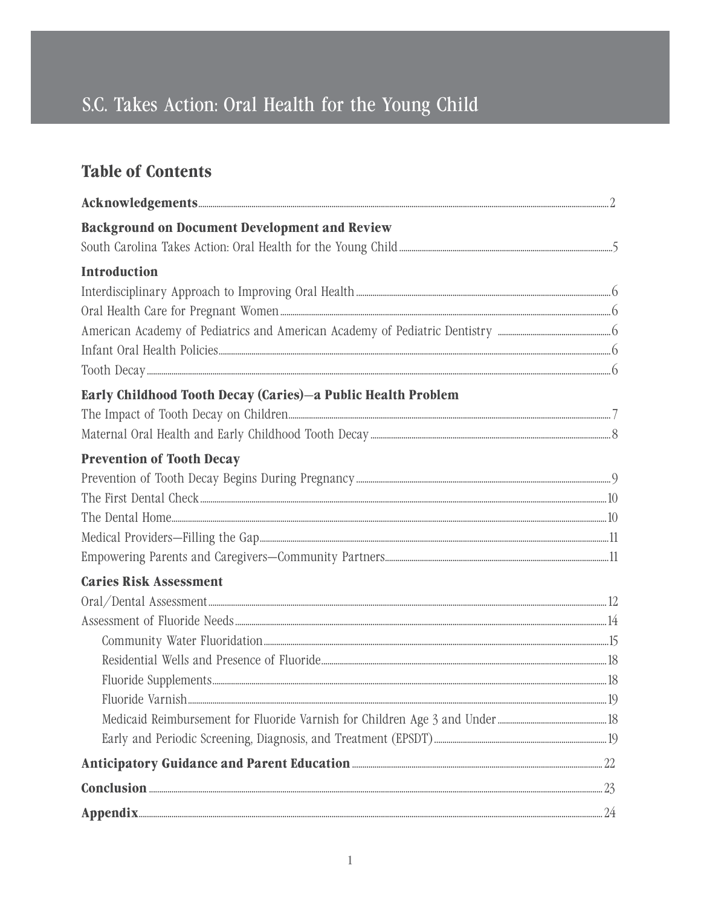# S.C. Takes Action: Oral Health for the Young Child

## Table of Contents

**Acknowledgements** ..... 2

**Background on Document Development and Review**

South Carolina Takes Action: Oral Health for the Young Child ..... 5

**Introduction**

Interdisciplinary Approach to Improving Oral Health ..... 6

Oral Health Care for Pregnant Women ..... 6

American Academy of Pediatrics and American Academy of Pediatric Dentistry ..... 6

Infant Oral Health Policies ..... 6

Tooth Decay ..... 6

**Early Childhood Tooth Decay (Caries)—a Public Health Problem**

The Impact of Tooth Decay on Children ..... 7

Maternal Oral Health and Early Childhood Tooth Decay ..... 8

**Prevention of Tooth Decay**

Prevention of Tooth Decay Begins During Pregnancy ..... 9

The First Dental Check ..... 10

The Dental Home ..... 10

Medical Providers—Filling the Gap ..... 11

Empowering Parents and Caregivers—Community Partners ..... 11

**Caries Risk Assessment**

Oral/Dental Assessment ..... 12

Assessment of Fluoride Needs ..... 14

- Community Water Fluoridation ..... 15
- Residential Wells and Presence of Fluoride ..... 18
- Fluoride Supplements ..... 18
- Fluoride Varnish ..... 19
- Medicaid Reimbursement for Fluoride Varnish for Children Age 3 and Under ..... 18
- Early and Periodic Screening, Diagnosis, and Treatment (EPSDT) ..... 19

**Anticipatory Guidance and Parent Education** ..... 22

**Conclusion** ..... 23

**Appendix** ..... 24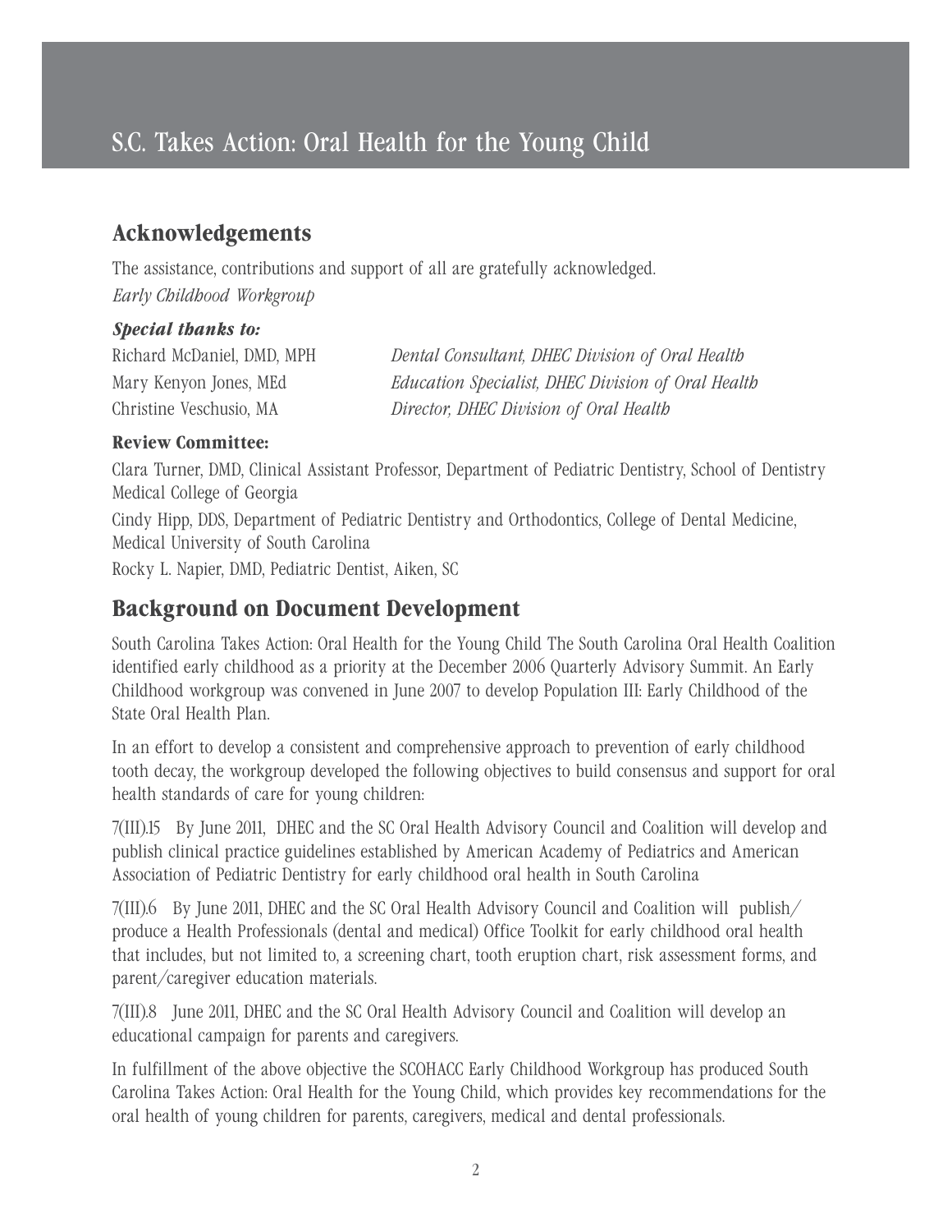## Acknowledgements

The assistance, contributions and support of all are gratefully acknowledged.
*Early Childhood Workgroup*

***Special thanks to:***

Richard McDaniel, DMD, MPH — *Dental Consultant, DHEC Division of Oral Health*
Mary Kenyon Jones, MEd — *Education Specialist, DHEC Division of Oral Health*
Christine Veschusio, MA — *Director, DHEC Division of Oral Health*

**Review Committee:**

Clara Turner, DMD, Clinical Assistant Professor, Department of Pediatric Dentistry, School of Dentistry Medical College of Georgia

Cindy Hipp, DDS, Department of Pediatric Dentistry and Orthodontics, College of Dental Medicine, Medical University of South Carolina

Rocky L. Napier, DMD, Pediatric Dentist, Aiken, SC

## Background on Document Development

South Carolina Takes Action: Oral Health for the Young Child The South Carolina Oral Health Coalition identified early childhood as a priority at the December 2006 Quarterly Advisory Summit. An Early Childhood workgroup was convened in June 2007 to develop Population III: Early Childhood of the State Oral Health Plan.

In an effort to develop a consistent and comprehensive approach to prevention of early childhood tooth decay, the workgroup developed the following objectives to build consensus and support for oral health standards of care for young children:

7(III).15 By June 2011, DHEC and the SC Oral Health Advisory Council and Coalition will develop and publish clinical practice guidelines established by American Academy of Pediatrics and American Association of Pediatric Dentistry for early childhood oral health in South Carolina

7(III).6 By June 2011, DHEC and the SC Oral Health Advisory Council and Coalition will publish/produce a Health Professionals (dental and medical) Office Toolkit for early childhood oral health that includes, but not limited to, a screening chart, tooth eruption chart, risk assessment forms, and parent/caregiver education materials.

7(III).8 June 2011, DHEC and the SC Oral Health Advisory Council and Coalition will develop an educational campaign for parents and caregivers.

In fulfillment of the above objective the SCOHACC Early Childhood Workgroup has produced South Carolina Takes Action: Oral Health for the Young Child, which provides key recommendations for the oral health of young children for parents, caregivers, medical and dental professionals.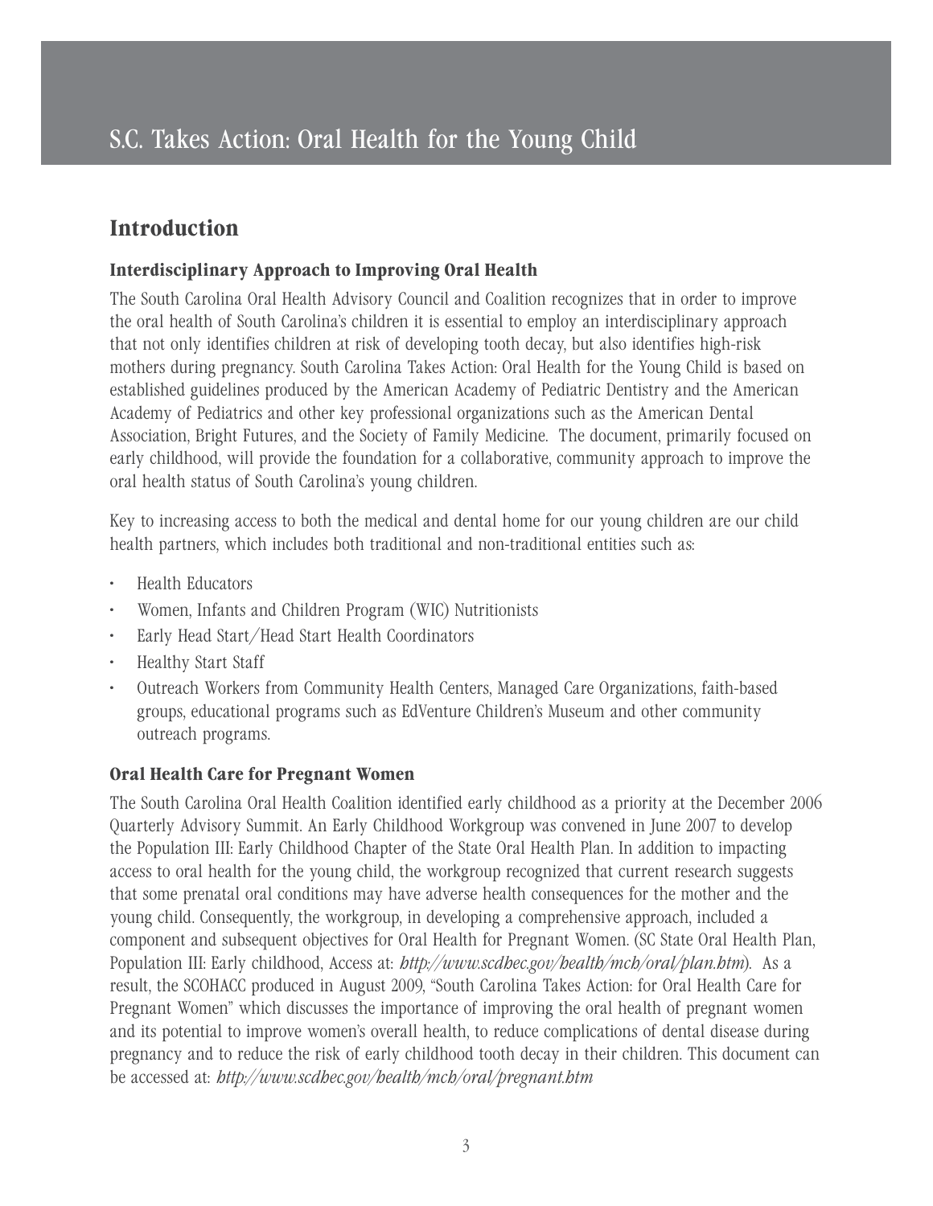# S.C. Takes Action: Oral Health for the Young Child

## Introduction

### Interdisciplinary Approach to Improving Oral Health

The South Carolina Oral Health Advisory Council and Coalition recognizes that in order to improve the oral health of South Carolina's children it is essential to employ an interdisciplinary approach that not only identifies children at risk of developing tooth decay, but also identifies high-risk mothers during pregnancy. South Carolina Takes Action: Oral Health for the Young Child is based on established guidelines produced by the American Academy of Pediatric Dentistry and the American Academy of Pediatrics and other key professional organizations such as the American Dental Association, Bright Futures, and the Society of Family Medicine. The document, primarily focused on early childhood, will provide the foundation for a collaborative, community approach to improve the oral health status of South Carolina's young children.

Key to increasing access to both the medical and dental home for our young children are our child health partners, which includes both traditional and non-traditional entities such as:

- Health Educators
- Women, Infants and Children Program (WIC) Nutritionists
- Early Head Start/Head Start Health Coordinators
- Healthy Start Staff
- Outreach Workers from Community Health Centers, Managed Care Organizations, faith-based groups, educational programs such as EdVenture Children's Museum and other community outreach programs.

### Oral Health Care for Pregnant Women

The South Carolina Oral Health Coalition identified early childhood as a priority at the December 2006 Quarterly Advisory Summit. An Early Childhood Workgroup was convened in June 2007 to develop the Population III: Early Childhood Chapter of the State Oral Health Plan. In addition to impacting access to oral health for the young child, the workgroup recognized that current research suggests that some prenatal oral conditions may have adverse health consequences for the mother and the young child. Consequently, the workgroup, in developing a comprehensive approach, included a component and subsequent objectives for Oral Health for Pregnant Women. (SC State Oral Health Plan, Population III: Early childhood, Access at: *http://www.scdhec.gov/health/mch/oral/plan.htm*). As a result, the SCOHACC produced in August 2009, "South Carolina Takes Action: for Oral Health Care for Pregnant Women" which discusses the importance of improving the oral health of pregnant women and its potential to improve women's overall health, to reduce complications of dental disease during pregnancy and to reduce the risk of early childhood tooth decay in their children. This document can be accessed at: *http://www.scdhec.gov/health/mch/oral/pregnant.htm*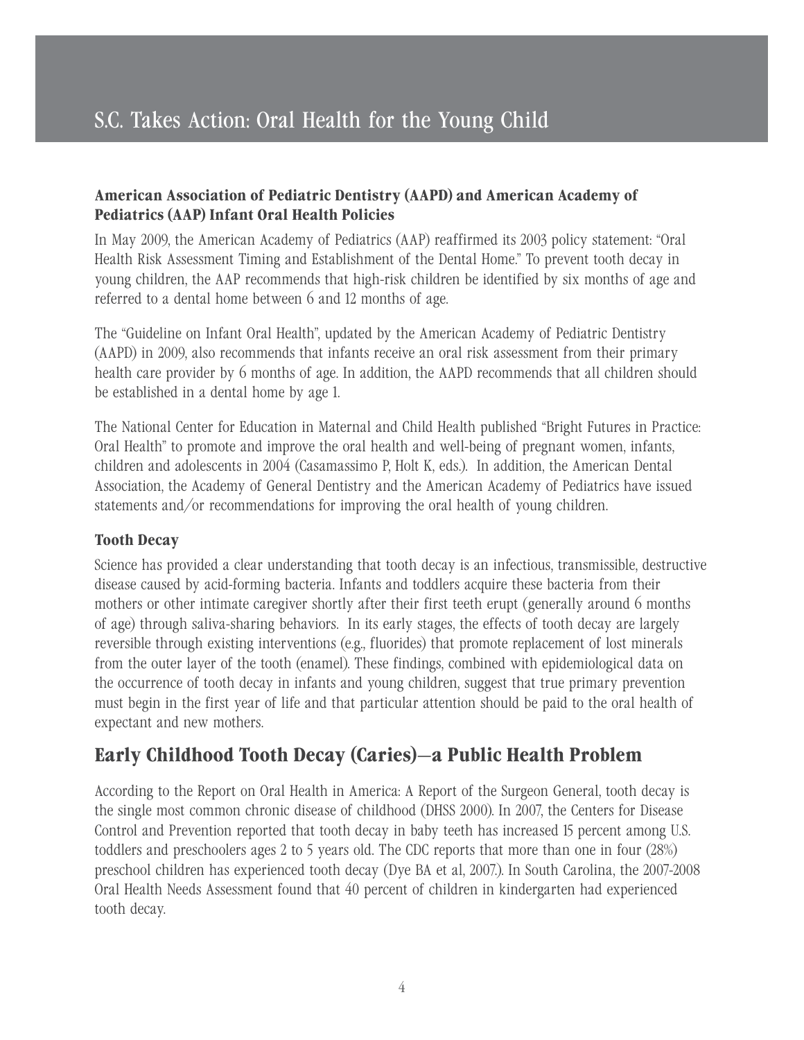# S.C. Takes Action: Oral Health for the Young Child

### American Association of Pediatric Dentistry (AAPD) and American Academy of Pediatrics (AAP) Infant Oral Health Policies

In May 2009, the American Academy of Pediatrics (AAP) reaffirmed its 2003 policy statement: "Oral Health Risk Assessment Timing and Establishment of the Dental Home." To prevent tooth decay in young children, the AAP recommends that high-risk children be identified by six months of age and referred to a dental home between 6 and 12 months of age.

The "Guideline on Infant Oral Health", updated by the American Academy of Pediatric Dentistry (AAPD) in 2009, also recommends that infants receive an oral risk assessment from their primary health care provider by 6 months of age. In addition, the AAPD recommends that all children should be established in a dental home by age 1.

The National Center for Education in Maternal and Child Health published "Bright Futures in Practice: Oral Health" to promote and improve the oral health and well-being of pregnant women, infants, children and adolescents in 2004 (Casamassimo P, Holt K, eds.). In addition, the American Dental Association, the Academy of General Dentistry and the American Academy of Pediatrics have issued statements and/or recommendations for improving the oral health of young children.

### Tooth Decay

Science has provided a clear understanding that tooth decay is an infectious, transmissible, destructive disease caused by acid-forming bacteria. Infants and toddlers acquire these bacteria from their mothers or other intimate caregiver shortly after their first teeth erupt (generally around 6 months of age) through saliva-sharing behaviors. In its early stages, the effects of tooth decay are largely reversible through existing interventions (e.g., fluorides) that promote replacement of lost minerals from the outer layer of the tooth (enamel). These findings, combined with epidemiological data on the occurrence of tooth decay in infants and young children, suggest that true primary prevention must begin in the first year of life and that particular attention should be paid to the oral health of expectant and new mothers.

## Early Childhood Tooth Decay (Caries)—a Public Health Problem

According to the Report on Oral Health in America: A Report of the Surgeon General, tooth decay is the single most common chronic disease of childhood (DHSS 2000). In 2007, the Centers for Disease Control and Prevention reported that tooth decay in baby teeth has increased 15 percent among U.S. toddlers and preschoolers ages 2 to 5 years old. The CDC reports that more than one in four (28%) preschool children has experienced tooth decay (Dye BA et al, 2007.). In South Carolina, the 2007-2008 Oral Health Needs Assessment found that 40 percent of children in kindergarten had experienced tooth decay.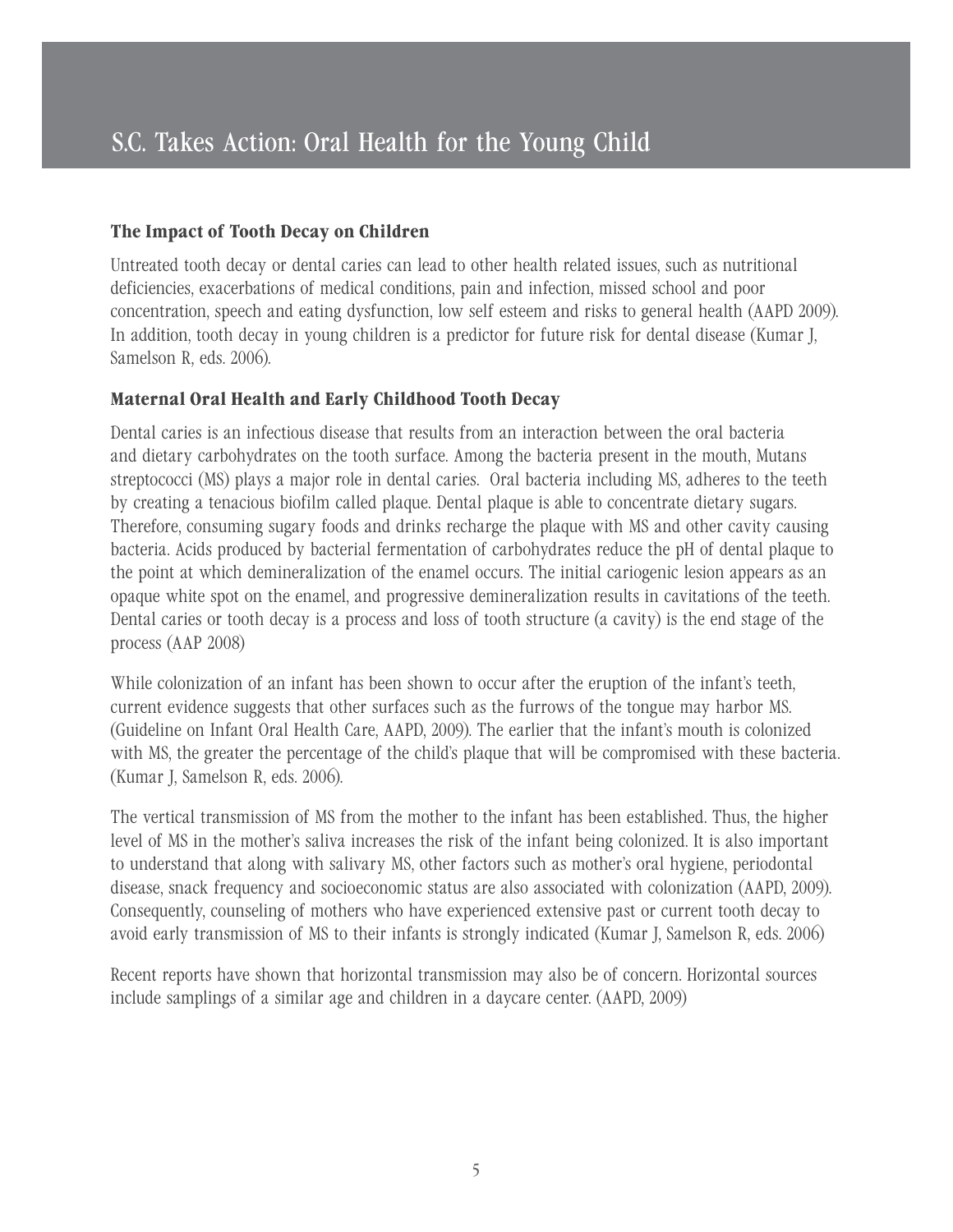# S.C. Takes Action: Oral Health for the Young Child

**The Impact of Tooth Decay on Children**

Untreated tooth decay or dental caries can lead to other health related issues, such as nutritional deficiencies, exacerbations of medical conditions, pain and infection, missed school and poor concentration, speech and eating dysfunction, low self esteem and risks to general health (AAPD 2009). In addition, tooth decay in young children is a predictor for future risk for dental disease (Kumar J, Samelson R, eds. 2006).

**Maternal Oral Health and Early Childhood Tooth Decay**

Dental caries is an infectious disease that results from an interaction between the oral bacteria and dietary carbohydrates on the tooth surface. Among the bacteria present in the mouth, Mutans streptococci (MS) plays a major role in dental caries. Oral bacteria including MS, adheres to the teeth by creating a tenacious biofilm called plaque. Dental plaque is able to concentrate dietary sugars. Therefore, consuming sugary foods and drinks recharge the plaque with MS and other cavity causing bacteria. Acids produced by bacterial fermentation of carbohydrates reduce the pH of dental plaque to the point at which demineralization of the enamel occurs. The initial cariogenic lesion appears as an opaque white spot on the enamel, and progressive demineralization results in cavitations of the teeth. Dental caries or tooth decay is a process and loss of tooth structure (a cavity) is the end stage of the process (AAP 2008)

While colonization of an infant has been shown to occur after the eruption of the infant's teeth, current evidence suggests that other surfaces such as the furrows of the tongue may harbor MS. (Guideline on Infant Oral Health Care, AAPD, 2009). The earlier that the infant's mouth is colonized with MS, the greater the percentage of the child's plaque that will be compromised with these bacteria. (Kumar J, Samelson R, eds. 2006).

The vertical transmission of MS from the mother to the infant has been established. Thus, the higher level of MS in the mother's saliva increases the risk of the infant being colonized. It is also important to understand that along with salivary MS, other factors such as mother's oral hygiene, periodontal disease, snack frequency and socioeconomic status are also associated with colonization (AAPD, 2009). Consequently, counseling of mothers who have experienced extensive past or current tooth decay to avoid early transmission of MS to their infants is strongly indicated (Kumar J, Samelson R, eds. 2006)

Recent reports have shown that horizontal transmission may also be of concern. Horizontal sources include samplings of a similar age and children in a daycare center. (AAPD, 2009)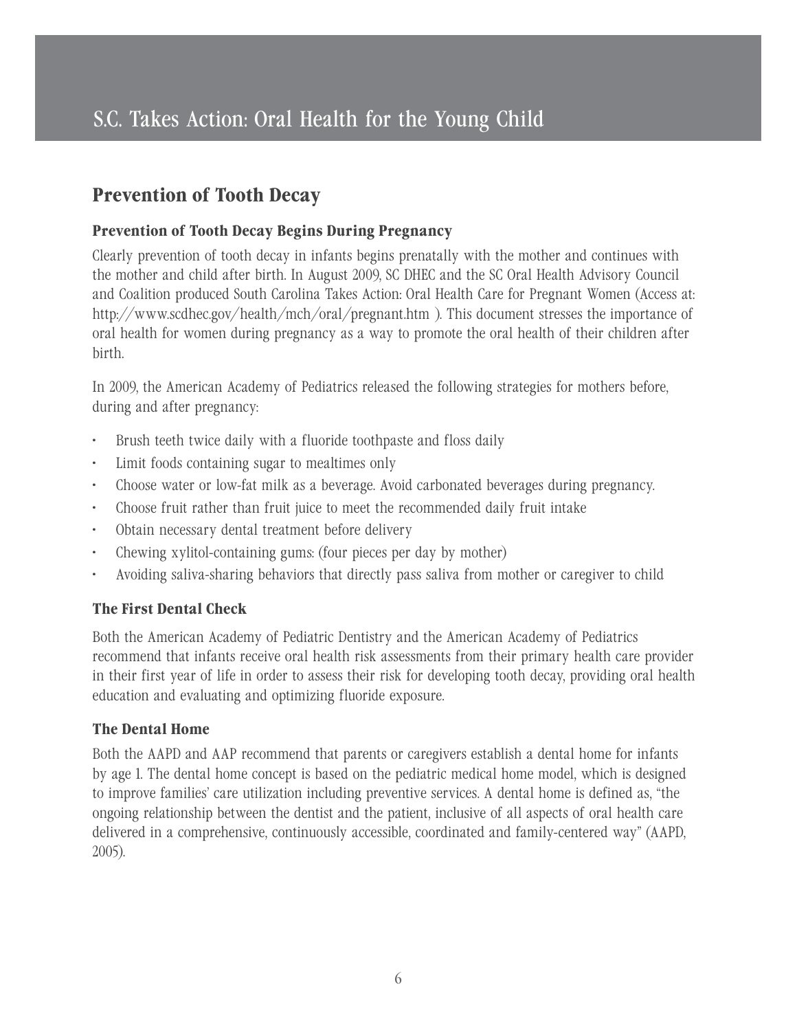# S.C. Takes Action: Oral Health for the Young Child

## Prevention of Tooth Decay

### Prevention of Tooth Decay Begins During Pregnancy

Clearly prevention of tooth decay in infants begins prenatally with the mother and continues with the mother and child after birth. In August 2009, SC DHEC and the SC Oral Health Advisory Council and Coalition produced South Carolina Takes Action: Oral Health Care for Pregnant Women (Access at: http://www.scdhec.gov/health/mch/oral/pregnant.htm ). This document stresses the importance of oral health for women during pregnancy as a way to promote the oral health of their children after birth.

In 2009, the American Academy of Pediatrics released the following strategies for mothers before, during and after pregnancy:

- Brush teeth twice daily with a fluoride toothpaste and floss daily
- Limit foods containing sugar to mealtimes only
- Choose water or low-fat milk as a beverage. Avoid carbonated beverages during pregnancy.
- Choose fruit rather than fruit juice to meet the recommended daily fruit intake
- Obtain necessary dental treatment before delivery
- Chewing xylitol-containing gums: (four pieces per day by mother)
- Avoiding saliva-sharing behaviors that directly pass saliva from mother or caregiver to child

### The First Dental Check

Both the American Academy of Pediatric Dentistry and the American Academy of Pediatrics recommend that infants receive oral health risk assessments from their primary health care provider in their first year of life in order to assess their risk for developing tooth decay, providing oral health education and evaluating and optimizing fluoride exposure.

### The Dental Home

Both the AAPD and AAP recommend that parents or caregivers establish a dental home for infants by age 1. The dental home concept is based on the pediatric medical home model, which is designed to improve families' care utilization including preventive services. A dental home is defined as, "the ongoing relationship between the dentist and the patient, inclusive of all aspects of oral health care delivered in a comprehensive, continuously accessible, coordinated and family-centered way" (AAPD, 2005).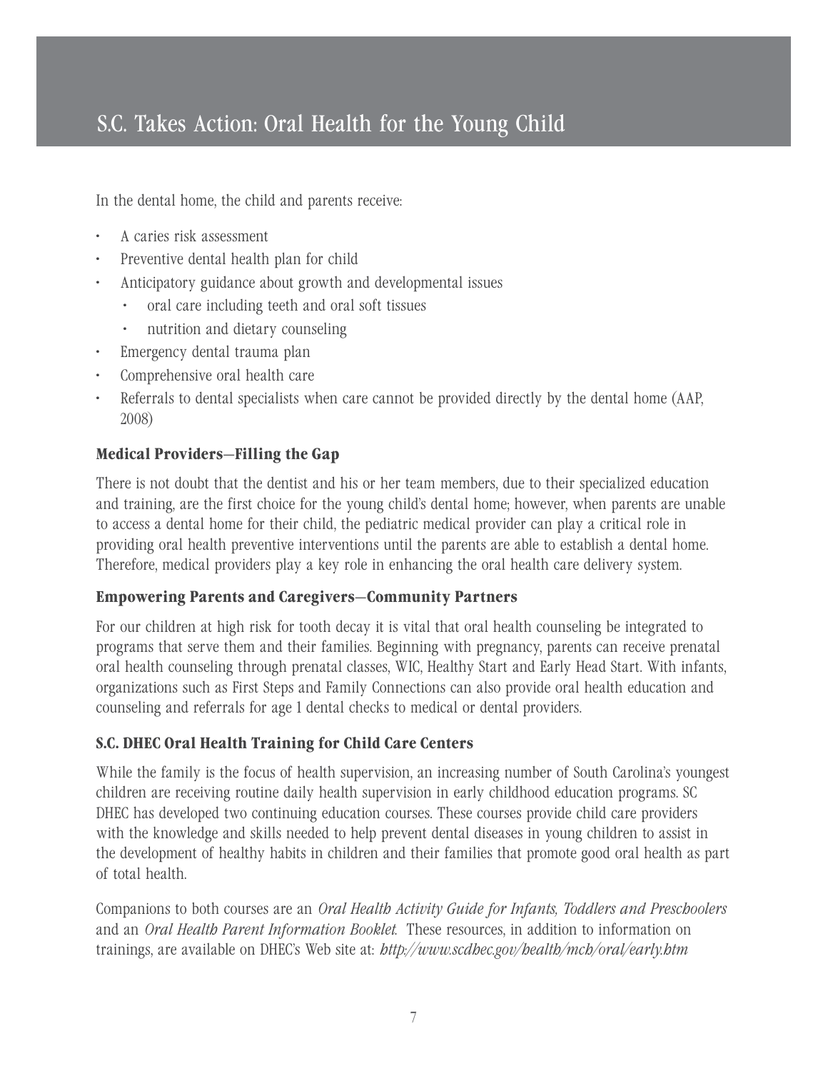In the dental home, the child and parents receive:

- A caries risk assessment
- Preventive dental health plan for child
- Anticipatory guidance about growth and developmental issues
  - oral care including teeth and oral soft tissues
  - nutrition and dietary counseling
- Emergency dental trauma plan
- Comprehensive oral health care
- Referrals to dental specialists when care cannot be provided directly by the dental home (AAP, 2008)

### Medical Providers—Filling the Gap

There is not doubt that the dentist and his or her team members, due to their specialized education and training, are the first choice for the young child's dental home; however, when parents are unable to access a dental home for their child, the pediatric medical provider can play a critical role in providing oral health preventive interventions until the parents are able to establish a dental home. Therefore, medical providers play a key role in enhancing the oral health care delivery system.

### Empowering Parents and Caregivers—Community Partners

For our children at high risk for tooth decay it is vital that oral health counseling be integrated to programs that serve them and their families. Beginning with pregnancy, parents can receive prenatal oral health counseling through prenatal classes, WIC, Healthy Start and Early Head Start. With infants, organizations such as First Steps and Family Connections can also provide oral health education and counseling and referrals for age 1 dental checks to medical or dental providers.

### S.C. DHEC Oral Health Training for Child Care Centers

While the family is the focus of health supervision, an increasing number of South Carolina's youngest children are receiving routine daily health supervision in early childhood education programs. SC DHEC has developed two continuing education courses. These courses provide child care providers with the knowledge and skills needed to help prevent dental diseases in young children to assist in the development of healthy habits in children and their families that promote good oral health as part of total health.

Companions to both courses are an *Oral Health Activity Guide for Infants, Toddlers and Preschoolers* and an *Oral Health Parent Information Booklet.* These resources, in addition to information on trainings, are available on DHEC's Web site at: ***http://www.scdhec.gov/health/mch/oral/early.htm***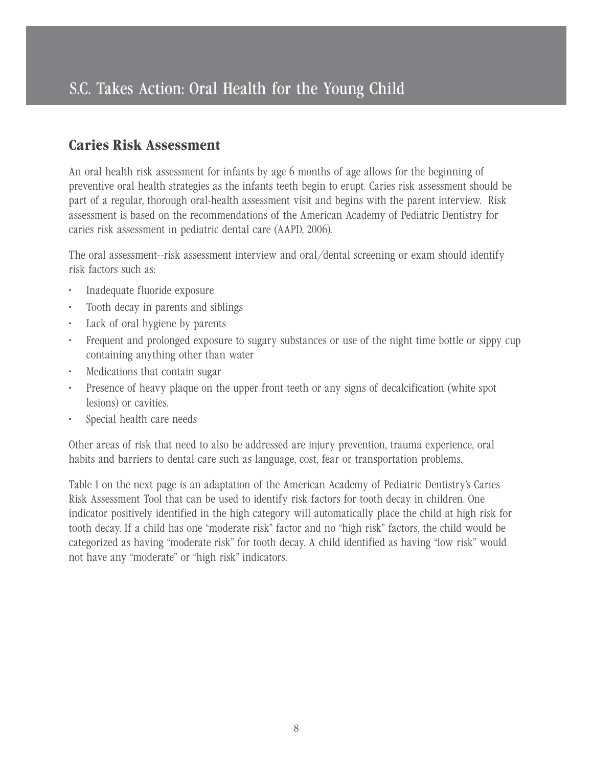## Caries Risk Assessment

An oral health risk assessment for infants by age 6 months of age allows for the beginning of preventive oral health strategies as the infants teeth begin to erupt. Caries risk assessment should be part of a regular, thorough oral-health assessment visit and begins with the parent interview. Risk assessment is based on the recommendations of the American Academy of Pediatric Dentistry for caries risk assessment in pediatric dental care (AAPD, 2006).

The oral assessment--risk assessment interview and oral/dental screening or exam should identify risk factors such as:

- Inadequate fluoride exposure
- Tooth decay in parents and siblings
- Lack of oral hygiene by parents
- Frequent and prolonged exposure to sugary substances or use of the night time bottle or sippy cup containing anything other than water
- Medications that contain sugar
- Presence of heavy plaque on the upper front teeth or any signs of decalcification (white spot lesions) or cavities.
- Special health care needs

Other areas of risk that need to also be addressed are injury prevention, trauma experience, oral habits and barriers to dental care such as language, cost, fear or transportation problems.

Table 1 on the next page is an adaptation of the American Academy of Pediatric Dentistry's Caries Risk Assessment Tool that can be used to identify risk factors for tooth decay in children. One indicator positively identified in the high category will automatically place the child at high risk for tooth decay. If a child has one "moderate risk" factor and no "high risk" factors, the child would be categorized as having "moderate risk" for tooth decay. A child identified as having "low risk" would not have any "moderate" or "high risk" indicators.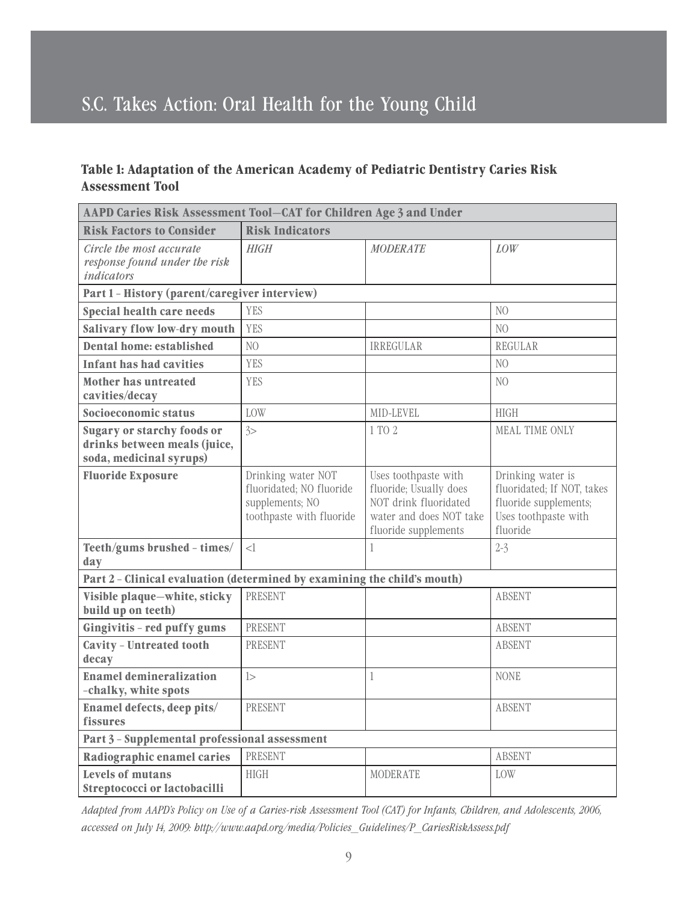### Table 1: Adaptation of the American Academy of Pediatric Dentistry Caries Risk Assessment Tool

| AAPD Caries Risk Assessment Tool—CAT for Children Age 3 and Under | | | |
|---|---|---|---|
| **Risk Factors to Consider** | **Risk Indicators** | | |
| *Circle the most accurate response found under the risk indicators* | *HIGH* | *MODERATE* | *LOW* |
| **Part 1 - History (parent/caregiver interview)** | | | |
| **Special health care needs** | YES | | NO |
| **Salivary flow low-dry mouth** | YES | | NO |
| **Dental home: established** | NO | IRREGULAR | REGULAR |
| **Infant has had cavities** | YES | | NO |
| **Mother has untreated cavities/decay** | YES | | NO |
| **Socioeconomic status** | LOW | MID-LEVEL | HIGH |
| **Sugary or starchy foods or drinks between meals (juice, soda, medicinal syrups)** | 3> | 1 TO 2 | MEAL TIME ONLY |
| **Fluoride Exposure** | Drinking water NOT fluoridated; NO fluoride supplements; NO toothpaste with fluoride | Uses toothpaste with fluoride; Usually does NOT drink fluoridated water and does NOT take fluoride supplements | Drinking water is fluoridated; If NOT, takes fluoride supplements; Uses toothpaste with fluoride |
| **Teeth/gums brushed - times/day** | <1 | 1 | 2-3 |
| **Part 2 - Clinical evaluation (determined by examining the child's mouth)** | | | |
| **Visible plaque—white, sticky build up on teeth)** | PRESENT | | ABSENT |
| **Gingivitis - red puffy gums** | PRESENT | | ABSENT |
| **Cavity - Untreated tooth decay** | PRESENT | | ABSENT |
| **Enamel demineralization -chalky, white spots** | 1> | 1 | NONE |
| **Enamel defects, deep pits/fissures** | PRESENT | | ABSENT |
| **Part 3 - Supplemental professional assessment** | | | |
| **Radiographic enamel caries** | PRESENT | | ABSENT |
| **Levels of mutans Streptococci or lactobacilli** | HIGH | MODERATE | LOW |

*Adapted from AAPD's Policy on Use of a Caries-risk Assessment Tool (CAT) for Infants, Children, and Adolescents, 2006, accessed on July 14, 2009: http://www.aapd.org/media/Policies_Guidelines/P_CariesRiskAssess.pdf*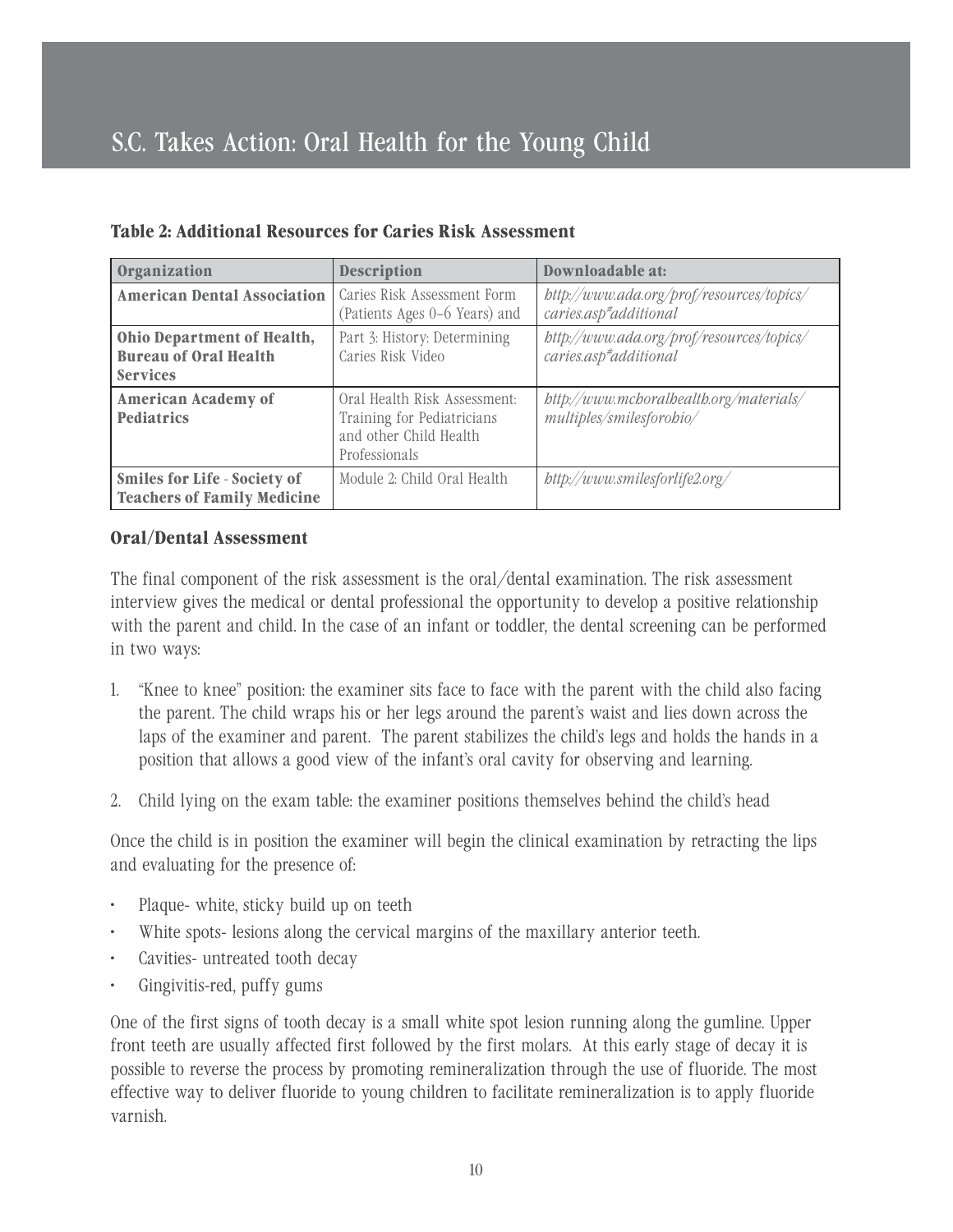## Table 2: Additional Resources for Caries Risk Assessment

| Organization | Description | Downloadable at: |
| --- | --- | --- |
| **American Dental Association** | Caries Risk Assessment Form (Patients Ages 0–6 Years) and | *http://www.ada.org/prof/resources/topics/caries.asp#additional* |
| **Ohio Department of Health, Bureau of Oral Health Services** | Part 3: History: Determining Caries Risk Video | *http://www.ada.org/prof/resources/topics/caries.asp#additional* |
| **American Academy of Pediatrics** | Oral Health Risk Assessment: Training for Pediatricians and other Child Health Professionals | *http://www.mchoralhealth.org/materials/multiples/smilesforohio/* |
| **Smiles for Life - Society of Teachers of Family Medicine** | Module 2: Child Oral Health | *http://www.smilesforlife2.org/* |

### Oral/Dental Assessment

The final component of the risk assessment is the oral/dental examination. The risk assessment interview gives the medical or dental professional the opportunity to develop a positive relationship with the parent and child. In the case of an infant or toddler, the dental screening can be performed in two ways:

1. "Knee to knee" position: the examiner sits face to face with the parent with the child also facing the parent. The child wraps his or her legs around the parent's waist and lies down across the laps of the examiner and parent. The parent stabilizes the child's legs and holds the hands in a position that allows a good view of the infant's oral cavity for observing and learning.
2. Child lying on the exam table: the examiner positions themselves behind the child's head

Once the child is in position the examiner will begin the clinical examination by retracting the lips and evaluating for the presence of:

- Plaque- white, sticky build up on teeth
- White spots- lesions along the cervical margins of the maxillary anterior teeth.
- Cavities- untreated tooth decay
- Gingivitis-red, puffy gums

One of the first signs of tooth decay is a small white spot lesion running along the gumline. Upper front teeth are usually affected first followed by the first molars. At this early stage of decay it is possible to reverse the process by promoting remineralization through the use of fluoride. The most effective way to deliver fluoride to young children to facilitate remineralization is to apply fluoride varnish.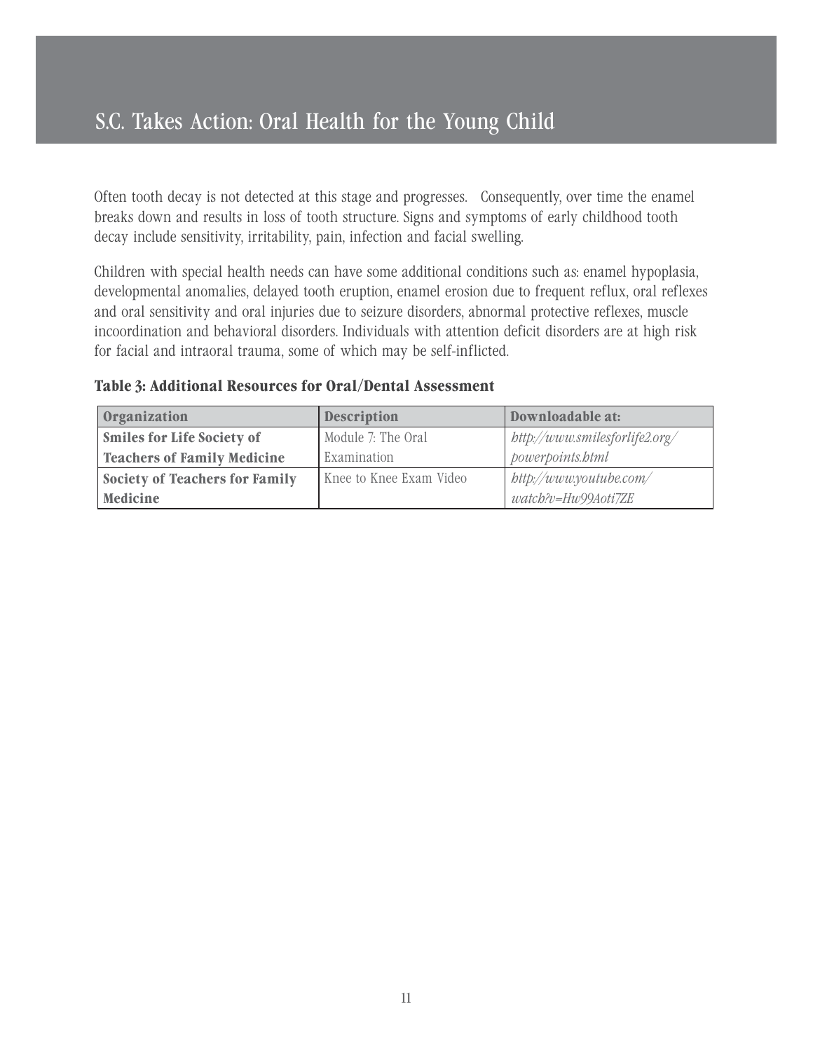Often tooth decay is not detected at this stage and progresses. Consequently, over time the enamel breaks down and results in loss of tooth structure. Signs and symptoms of early childhood tooth decay include sensitivity, irritability, pain, infection and facial swelling.

Children with special health needs can have some additional conditions such as: enamel hypoplasia, developmental anomalies, delayed tooth eruption, enamel erosion due to frequent reflux, oral reflexes and oral sensitivity and oral injuries due to seizure disorders, abnormal protective reflexes, muscle incoordination and behavioral disorders. Individuals with attention deficit disorders are at high risk for facial and intraoral trauma, some of which may be self-inflicted.

**Table 3: Additional Resources for Oral/Dental Assessment**

| Organization | Description | Downloadable at: |
|---|---|---|
| **Smiles for Life Society of Teachers of Family Medicine** | Module 7: The Oral Examination | *http://www.smilesforlife2.org/powerpoints.html* |
| **Society of Teachers for Family Medicine** | Knee to Knee Exam Video | *http://www.youtube.com/watch?v=Hw99Aoti7ZE* |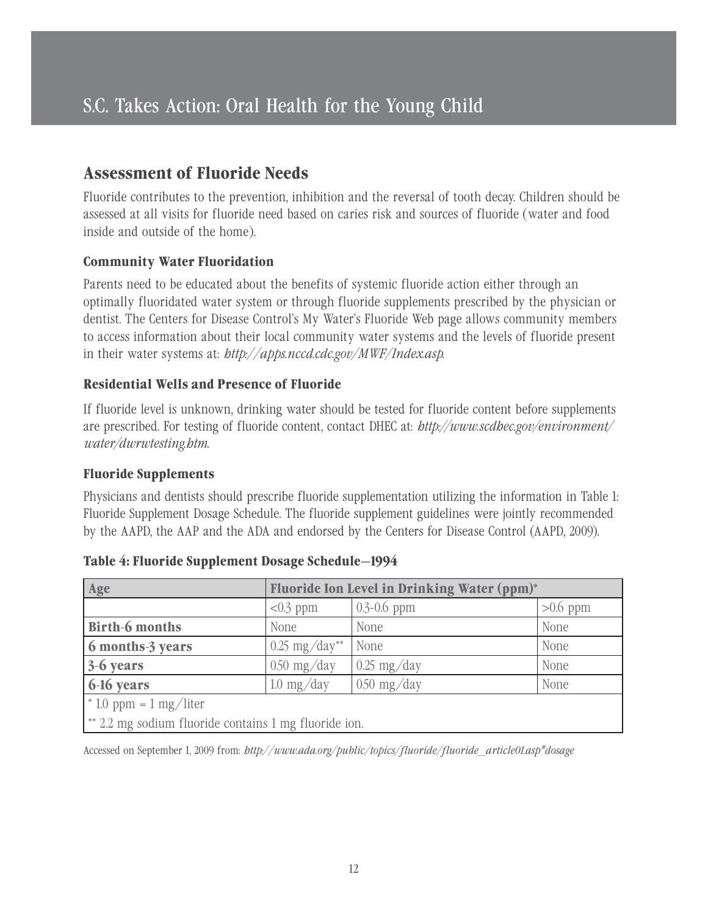## Assessment of Fluoride Needs

Fluoride contributes to the prevention, inhibition and the reversal of tooth decay. Children should be assessed at all visits for fluoride need based on caries risk and sources of fluoride (water and food inside and outside of the home).

### Community Water Fluoridation

Parents need to be educated about the benefits of systemic fluoride action either through an optimally fluoridated water system or through fluoride supplements prescribed by the physician or dentist. The Centers for Disease Control's My Water's Fluoride Web page allows community members to access information about their local community water systems and the levels of fluoride present in their water systems at: *http://apps.nccd.cdc.gov/MWF/Index.asp*.

### Residential Wells and Presence of Fluoride

If fluoride level is unknown, drinking water should be tested for fluoride content before supplements are prescribed. For testing of fluoride content, contact DHEC at: *http://www.scdhec.gov/environment/water/dwrwtesting.htm*.

### Fluoride Supplements

Physicians and dentists should prescribe fluoride supplementation utilizing the information in Table 1: Fluoride Supplement Dosage Schedule. The fluoride supplement guidelines were jointly recommended by the AAPD, the AAP and the ADA and endorsed by the Centers for Disease Control (AAPD, 2009).

**Table 4: Fluoride Supplement Dosage Schedule—1994**

| Age | Fluoride Ion Level in Drinking Water (ppm)* | | |
|---|---|---|---|
| | <0.3 ppm | 0.3-0.6 ppm | >0.6 ppm |
| **Birth-6 months** | None | None | None |
| **6 months-3 years** | 0.25 mg/day** | None | None |
| **3-6 years** | 0.50 mg/day | 0.25 mg/day | None |
| **6-16 years** | 1.0 mg/day | 0.50 mg/day | None |

\* 1.0 ppm = 1 mg/liter

** 2.2 mg sodium fluoride contains 1 mg fluoride ion.

Accessed on September 1, 2009 from: *http://www.ada.org/public/topics/fluoride/fluoride_article01.asp#dosage*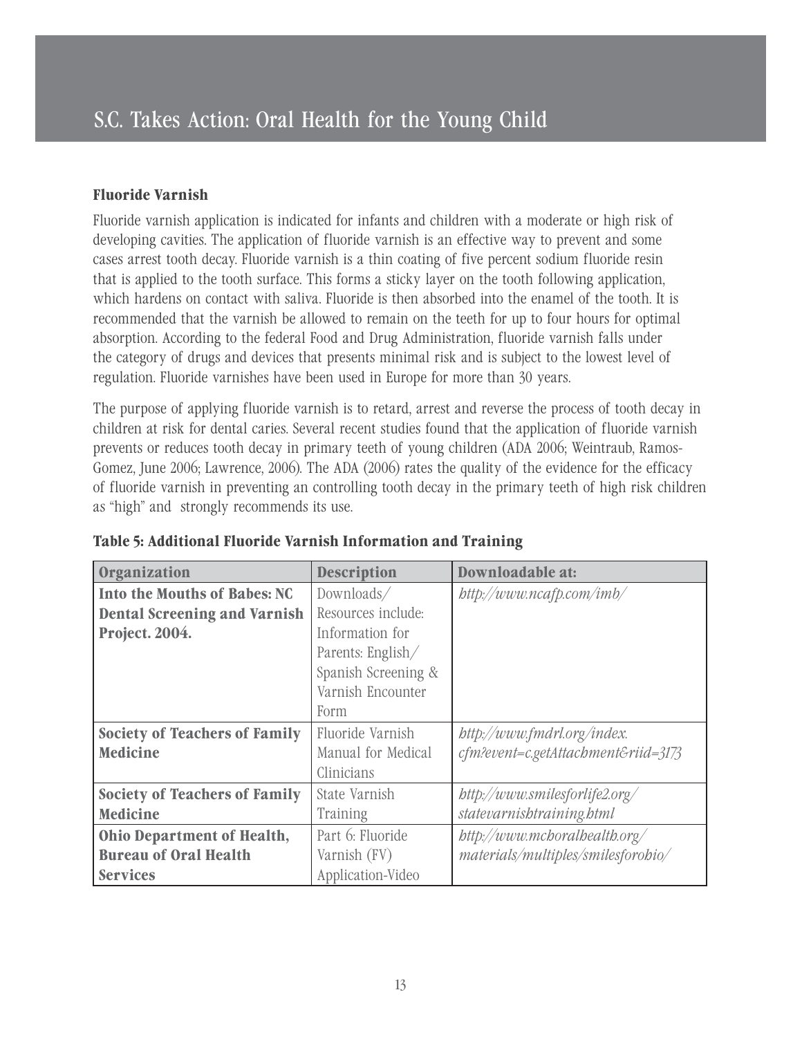# S.C. Takes Action: Oral Health for the Young Child

### Fluoride Varnish

Fluoride varnish application is indicated for infants and children with a moderate or high risk of developing cavities. The application of fluoride varnish is an effective way to prevent and some cases arrest tooth decay. Fluoride varnish is a thin coating of five percent sodium fluoride resin that is applied to the tooth surface. This forms a sticky layer on the tooth following application, which hardens on contact with saliva. Fluoride is then absorbed into the enamel of the tooth. It is recommended that the varnish be allowed to remain on the teeth for up to four hours for optimal absorption. According to the federal Food and Drug Administration, fluoride varnish falls under the category of drugs and devices that presents minimal risk and is subject to the lowest level of regulation. Fluoride varnishes have been used in Europe for more than 30 years.

The purpose of applying fluoride varnish is to retard, arrest and reverse the process of tooth decay in children at risk for dental caries. Several recent studies found that the application of fluoride varnish prevents or reduces tooth decay in primary teeth of young children (ADA 2006; Weintraub, Ramos-Gomez, June 2006; Lawrence, 2006). The ADA (2006) rates the quality of the evidence for the efficacy of fluoride varnish in preventing an controlling tooth decay in the primary teeth of high risk children as "high" and strongly recommends its use.

**Table 5: Additional Fluoride Varnish Information and Training**

| Organization | Description | Downloadable at: |
|---|---|---|
| **Into the Mouths of Babes: NC Dental Screening and Varnish Project. 2004.** | Downloads/ Resources include: Information for Parents: English/ Spanish Screening & Varnish Encounter Form | *http://www.ncafp.com/imb/* |
| **Society of Teachers of Family Medicine** | Fluoride Varnish Manual for Medical Clinicians | *http://www.fmdrl.org/index.cfm?event=c.getAttachment&riid=3173* |
| **Society of Teachers of Family Medicine** | State Varnish Training | *http://www.smilesforlife2.org/statevarnishtraining.html* |
| **Ohio Department of Health, Bureau of Oral Health Services** | Part 6: Fluoride Varnish (FV) Application-Video | *http://www.mchoralhealth.org/materials/multiples/smilesforohio/* |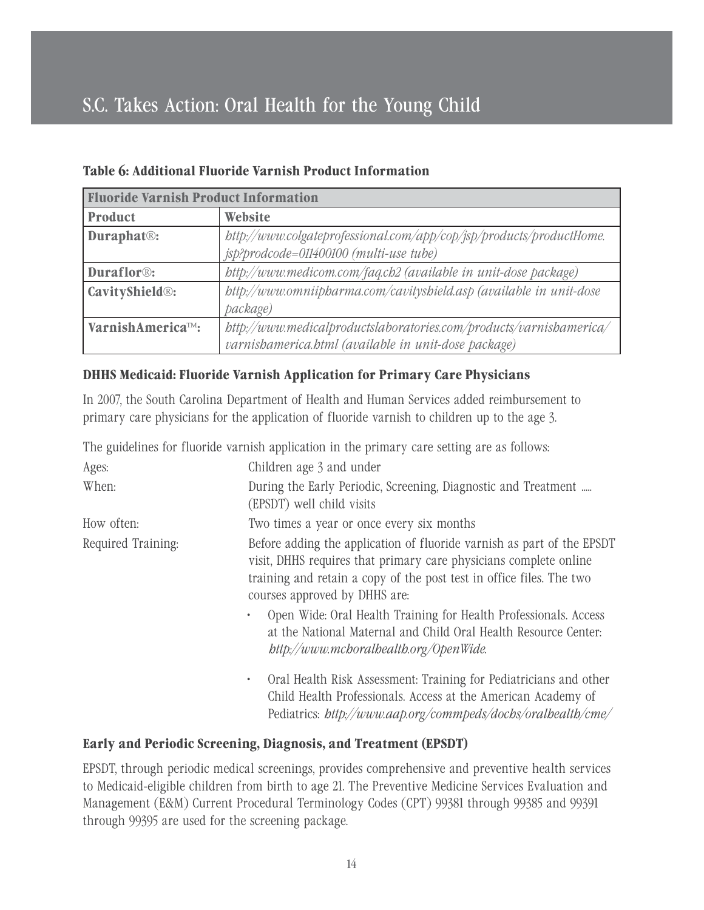### Table 6: Additional Fluoride Varnish Product Information

| Fluoride Varnish Product Information | |
|---|---|
| **Product** | **Website** |
| **Duraphat®:** | *http://www.colgateprofessional.com/app/cop/jsp/products/productHome.jsp?prodcode=011400100 (multi-use tube)* |
| **Duraflor®:** | *http://www.medicom.com/faq.ch2 (available in unit-dose package)* |
| **CavityShield®:** | *http://www.omniipharma.com/cavityshield.asp (available in unit-dose package)* |
| **VarnishAmerica™:** | *http://www.medicalproductslaboratories.com/products/varnishamerica/varnishamerica.html (available in unit-dose package)* |

### DHHS Medicaid: Fluoride Varnish Application for Primary Care Physicians

In 2007, the South Carolina Department of Health and Human Services added reimbursement to primary care physicians for the application of fluoride varnish to children up to the age 3.

The guidelines for fluoride varnish application in the primary care setting are as follows:

Ages: Children age 3 and under

When: During the Early Periodic, Screening, Diagnostic and Treatment ..... (EPSDT) well child visits

How often: Two times a year or once every six months

Required Training: Before adding the application of fluoride varnish as part of the EPSDT visit, DHHS requires that primary care physicians complete online training and retain a copy of the post test in office files. The two courses approved by DHHS are:

- Open Wide: Oral Health Training for Health Professionals. Access at the National Maternal and Child Oral Health Resource Center: *http://www.mchoralhealth.org/OpenWide.*
- Oral Health Risk Assessment: Training for Pediatricians and other Child Health Professionals. Access at the American Academy of Pediatrics: *http://www.aap.org/commpeds/dochs/oralhealth/cme/*

### Early and Periodic Screening, Diagnosis, and Treatment (EPSDT)

EPSDT, through periodic medical screenings, provides comprehensive and preventive health services to Medicaid-eligible children from birth to age 21. The Preventive Medicine Services Evaluation and Management (E&M) Current Procedural Terminology Codes (CPT) 99381 through 99385 and 99391 through 99395 are used for the screening package.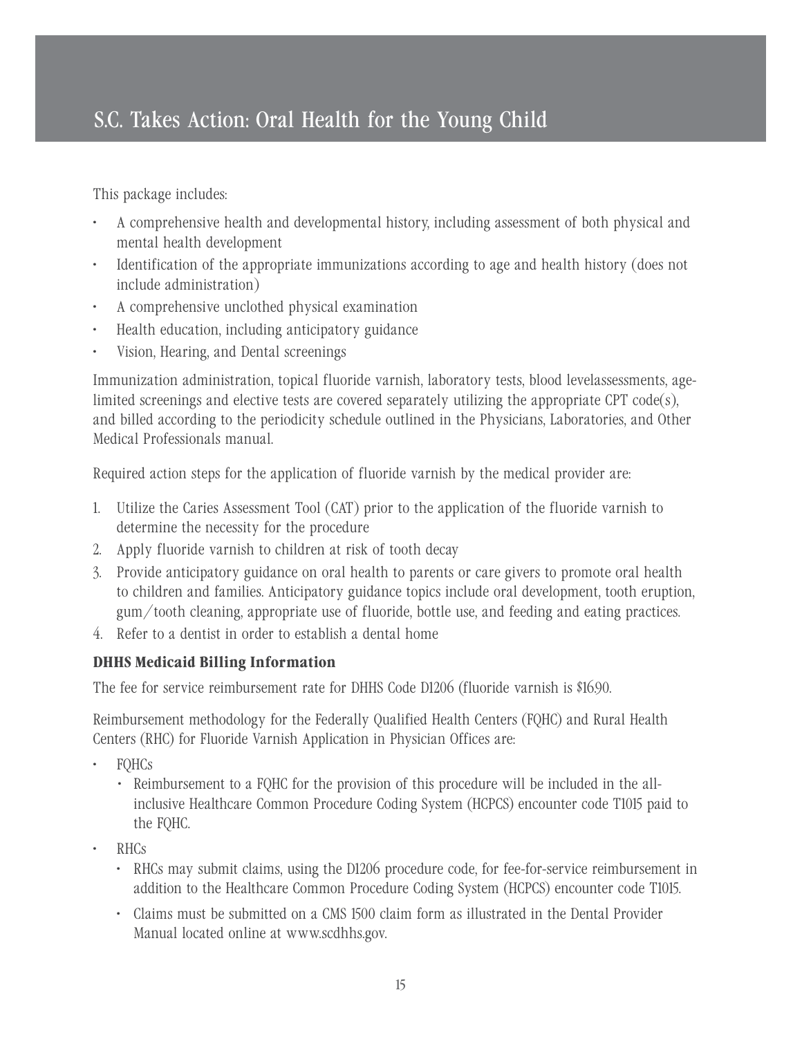# S.C. Takes Action: Oral Health for the Young Child

This package includes:

- A comprehensive health and developmental history, including assessment of both physical and mental health development
- Identification of the appropriate immunizations according to age and health history (does not include administration)
- A comprehensive unclothed physical examination
- Health education, including anticipatory guidance
- Vision, Hearing, and Dental screenings

Immunization administration, topical fluoride varnish, laboratory tests, blood levelassessments, age-limited screenings and elective tests are covered separately utilizing the appropriate CPT code(s), and billed according to the periodicity schedule outlined in the Physicians, Laboratories, and Other Medical Professionals manual.

Required action steps for the application of fluoride varnish by the medical provider are:

1. Utilize the Caries Assessment Tool (CAT) prior to the application of the fluoride varnish to determine the necessity for the procedure
2. Apply fluoride varnish to children at risk of tooth decay
3. Provide anticipatory guidance on oral health to parents or care givers to promote oral health to children and families. Anticipatory guidance topics include oral development, tooth eruption, gum/tooth cleaning, appropriate use of fluoride, bottle use, and feeding and eating practices.
4. Refer to a dentist in order to establish a dental home

**DHHS Medicaid Billing Information**

The fee for service reimbursement rate for DHHS Code D1206 (fluoride varnish is $16.90.

Reimbursement methodology for the Federally Qualified Health Centers (FQHC) and Rural Health Centers (RHC) for Fluoride Varnish Application in Physician Offices are:

- FQHCs
  - Reimbursement to a FQHC for the provision of this procedure will be included in the all-inclusive Healthcare Common Procedure Coding System (HCPCS) encounter code T1015 paid to the FQHC.
- RHCs
  - RHCs may submit claims, using the D1206 procedure code, for fee-for-service reimbursement in addition to the Healthcare Common Procedure Coding System (HCPCS) encounter code T1015.
  - Claims must be submitted on a CMS 1500 claim form as illustrated in the Dental Provider Manual located online at www.scdhhs.gov.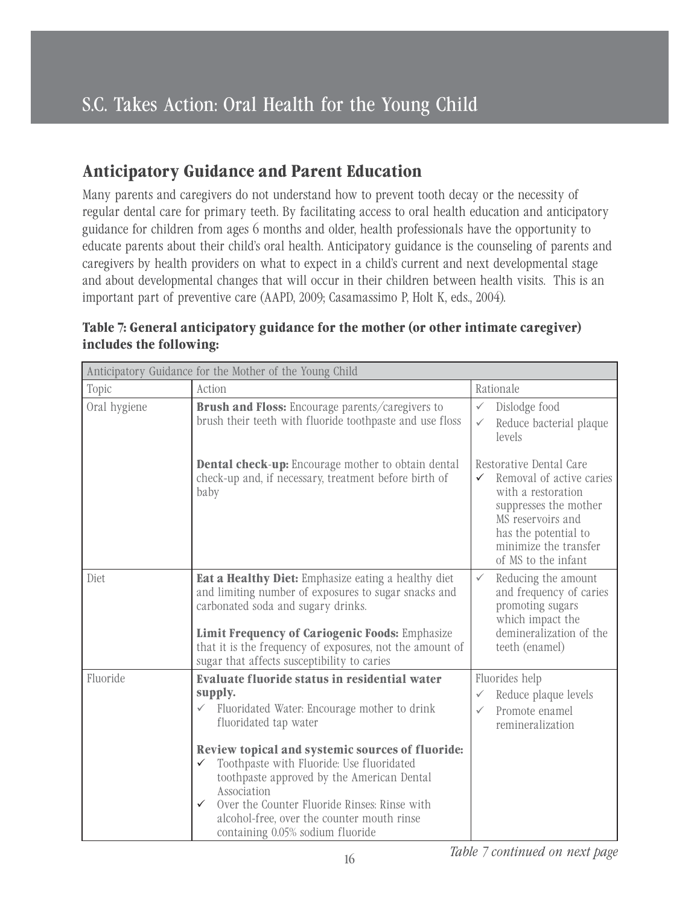## Anticipatory Guidance and Parent Education

Many parents and caregivers do not understand how to prevent tooth decay or the necessity of regular dental care for primary teeth. By facilitating access to oral health education and anticipatory guidance for children from ages 6 months and older, health professionals have the opportunity to educate parents about their child's oral health. Anticipatory guidance is the counseling of parents and caregivers by health providers on what to expect in a child's current and next developmental stage and about developmental changes that will occur in their children between health visits. This is an important part of preventive care (AAPD, 2009; Casamassimo P, Holt K, eds., 2004).

**Table 7: General anticipatory guidance for the mother (or other intimate caregiver) includes the following:**

| Anticipatory Guidance for the Mother of the Young Child | | |
|---|---|---|
| Topic | Action | Rationale |
| Oral hygiene | **Brush and Floss:** Encourage parents/caregivers to brush their teeth with fluoride toothpaste and use floss | ✓ Dislodge food<br>✓ Reduce bacterial plaque levels |
| | **Dental check-up:** Encourage mother to obtain dental check-up and, if necessary, treatment before birth of baby | Restorative Dental Care<br>✓ Removal of active caries with a restoration suppresses the mother MS reservoirs and has the potential to minimize the transfer of MS to the infant |
| Diet | **Eat a Healthy Diet:** Emphasize eating a healthy diet and limiting number of exposures to sugar snacks and carbonated soda and sugary drinks.<br><br>**Limit Frequency of Cariogenic Foods:** Emphasize that it is the frequency of exposures, not the amount of sugar that affects susceptibility to caries | ✓ Reducing the amount and frequency of caries promoting sugars which impact the demineralization of the teeth (enamel) |
| Fluoride | **Evaluate fluoride status in residential water supply.**<br>✓ Fluoridated Water: Encourage mother to drink fluoridated tap water<br><br>**Review topical and systemic sources of fluoride:**<br>✓ Toothpaste with Fluoride: Use fluoridated toothpaste approved by the American Dental Association<br>✓ Over the Counter Fluoride Rinses: Rinse with alcohol-free, over the counter mouth rinse containing 0.05% sodium fluoride | Fluorides help<br>✓ Reduce plaque levels<br>✓ Promote enamel remineralization |

*Table 7 continued on next page*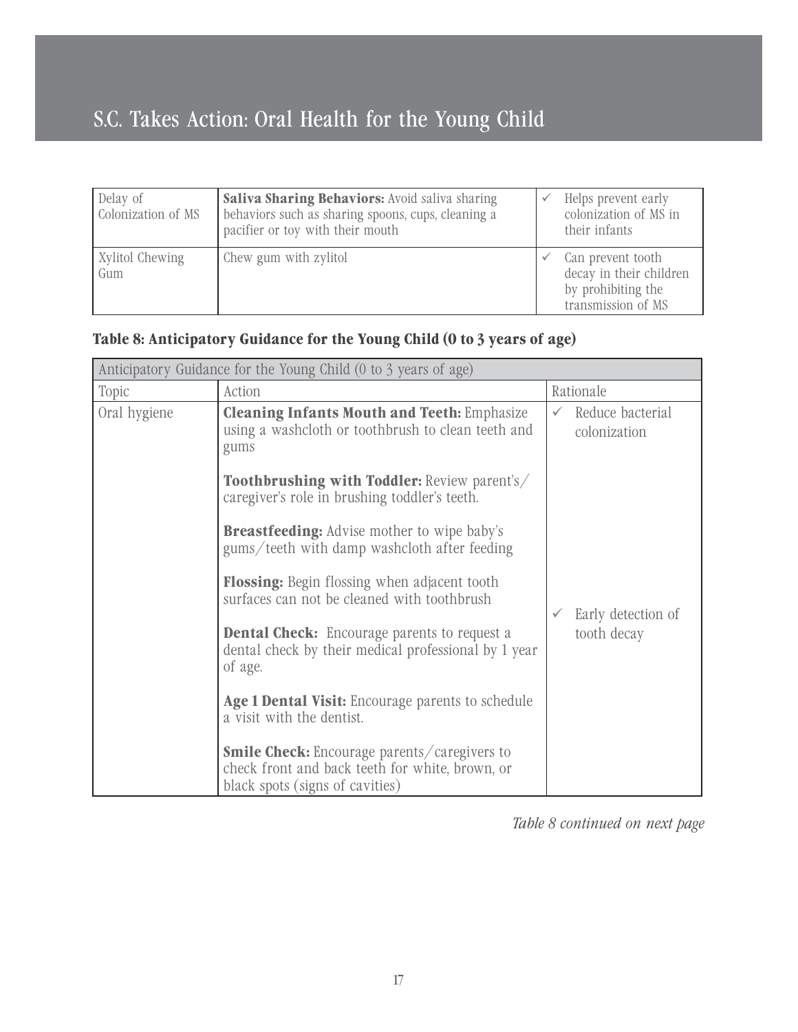| | | |
|---|---|---|
| Delay of Colonization of MS | **Saliva Sharing Behaviors:** Avoid saliva sharing behaviors such as sharing spoons, cups, cleaning a pacifier or toy with their mouth | ✓ Helps prevent early colonization of MS in their infants |
| Xylitol Chewing Gum | Chew gum with zylitol | ✓ Can prevent tooth decay in their children by prohibiting the transmission of MS |

**Table 8: Anticipatory Guidance for the Young Child (0 to 3 years of age)**

| Anticipatory Guidance for the Young Child (0 to 3 years of age) | | |
|---|---|---|
| Topic | Action | Rationale |
| Oral hygiene | **Cleaning Infants Mouth and Teeth:** Emphasize using a washcloth or toothbrush to clean teeth and gums<br><br>**Toothbrushing with Toddler:** Review parent's/caregiver's role in brushing toddler's teeth.<br><br>**Breastfeeding:** Advise mother to wipe baby's gums/teeth with damp washcloth after feeding<br><br>**Flossing:** Begin flossing when adjacent tooth surfaces can not be cleaned with toothbrush<br><br>**Dental Check:** Encourage parents to request a dental check by their medical professional by 1 year of age.<br><br>**Age 1 Dental Visit:** Encourage parents to schedule a visit with the dentist.<br><br>**Smile Check:** Encourage parents/caregivers to check front and back teeth for white, brown, or black spots (signs of cavities) | ✓ Reduce bacterial colonization<br><br>✓ Early detection of tooth decay |

*Table 8 continued on next page*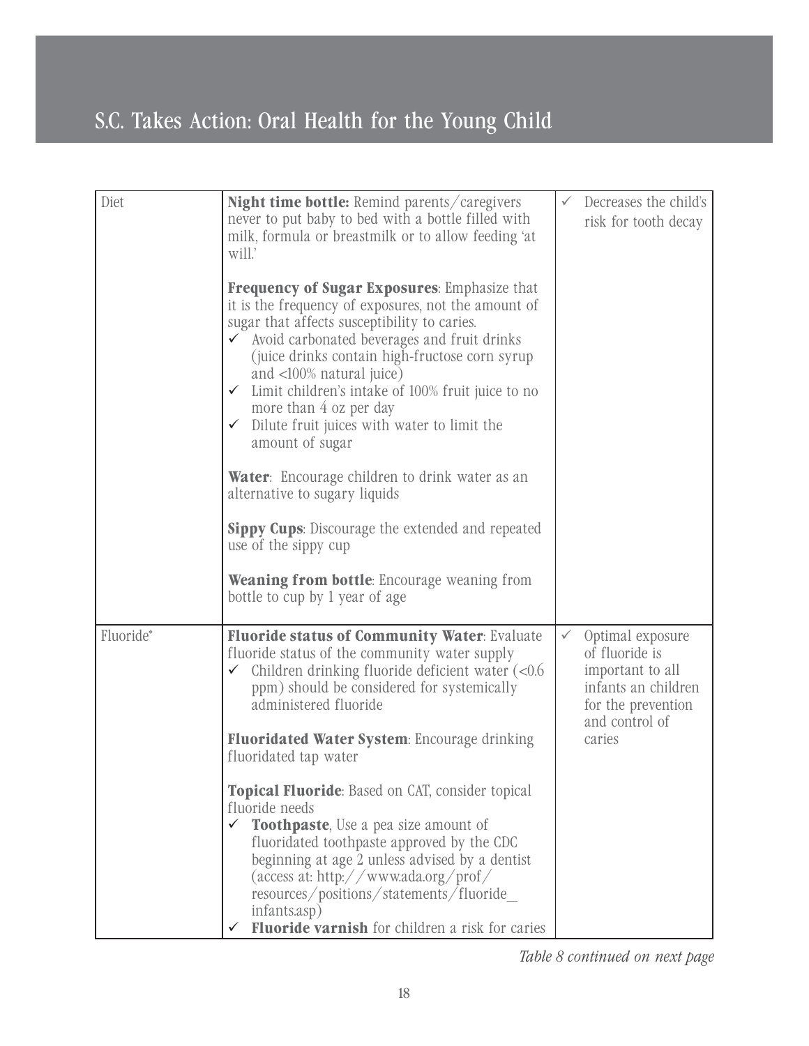| Diet | **Night time bottle:** Remind parents/caregivers never to put baby to bed with a bottle filled with milk, formula or breastmilk or to allow feeding 'at will.'<br><br>**Frequency of Sugar Exposures**: Emphasize that it is the frequency of exposures, not the amount of sugar that affects susceptibility to caries.<br>✓ Avoid carbonated beverages and fruit drinks (juice drinks contain high-fructose corn syrup and <100% natural juice)<br>✓ Limit children's intake of 100% fruit juice to no more than 4 oz per day<br>✓ Dilute fruit juices with water to limit the amount of sugar<br><br>**Water**: Encourage children to drink water as an alternative to sugary liquids<br><br>**Sippy Cups**: Discourage the extended and repeated use of the sippy cup<br><br>**Weaning from bottle**: Encourage weaning from bottle to cup by 1 year of age | ✓ Decreases the child's risk for tooth decay |
|---|---|---|
| Fluoride* | **Fluoride status of Community Water**: Evaluate fluoride status of the community water supply<br>✓ Children drinking fluoride deficient water (<0.6 ppm) should be considered for systemically administered fluoride<br><br>**Fluoridated Water System**: Encourage drinking fluoridated tap water<br><br>**Topical Fluoride**: Based on CAT, consider topical fluoride needs<br>✓ **Toothpaste**, Use a pea size amount of fluoridated toothpaste approved by the CDC beginning at age 2 unless advised by a dentist (access at: http://www.ada.org/prof/resources/positions/statements/fluoride_infants.asp)<br>✓ **Fluoride varnish** for children a risk for caries | ✓ Optimal exposure of fluoride is important to all infants an children for the prevention and control of caries |

*Table 8 continued on next page*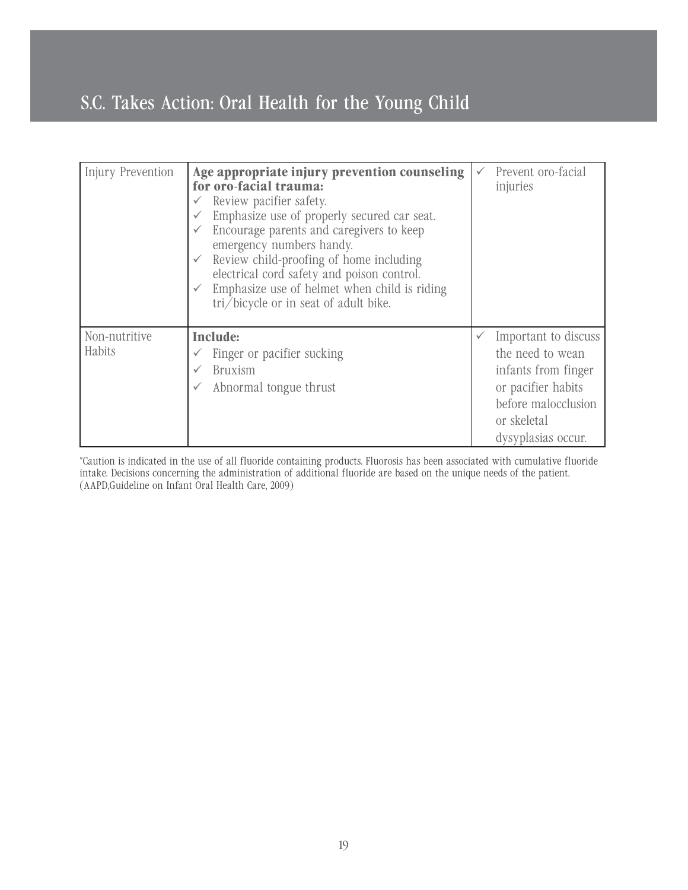| Injury Prevention | **Age appropriate injury prevention counseling for oro-facial trauma:**<br>✓ Review pacifier safety.<br>✓ Emphasize use of properly secured car seat.<br>✓ Encourage parents and caregivers to keep emergency numbers handy.<br>✓ Review child-proofing of home including electrical cord safety and poison control.<br>✓ Emphasize use of helmet when child is riding tri/bicycle or in seat of adult bike. | ✓ Prevent oro-facial injuries |
| --- | --- | --- |
| Non-nutritive Habits | **Include:**<br>✓ Finger or pacifier sucking<br>✓ Bruxism<br>✓ Abnormal tongue thrust | ✓ Important to discuss the need to wean infants from finger or pacifier habits before malocclusion or skeletal dysyplasias occur. |

*Caution is indicated in the use of all fluoride containing products. Fluorosis has been associated with cumulative fluoride intake. Decisions concerning the administration of additional fluoride are based on the unique needs of the patient. (AAPD,Guideline on Infant Oral Health Care, 2009)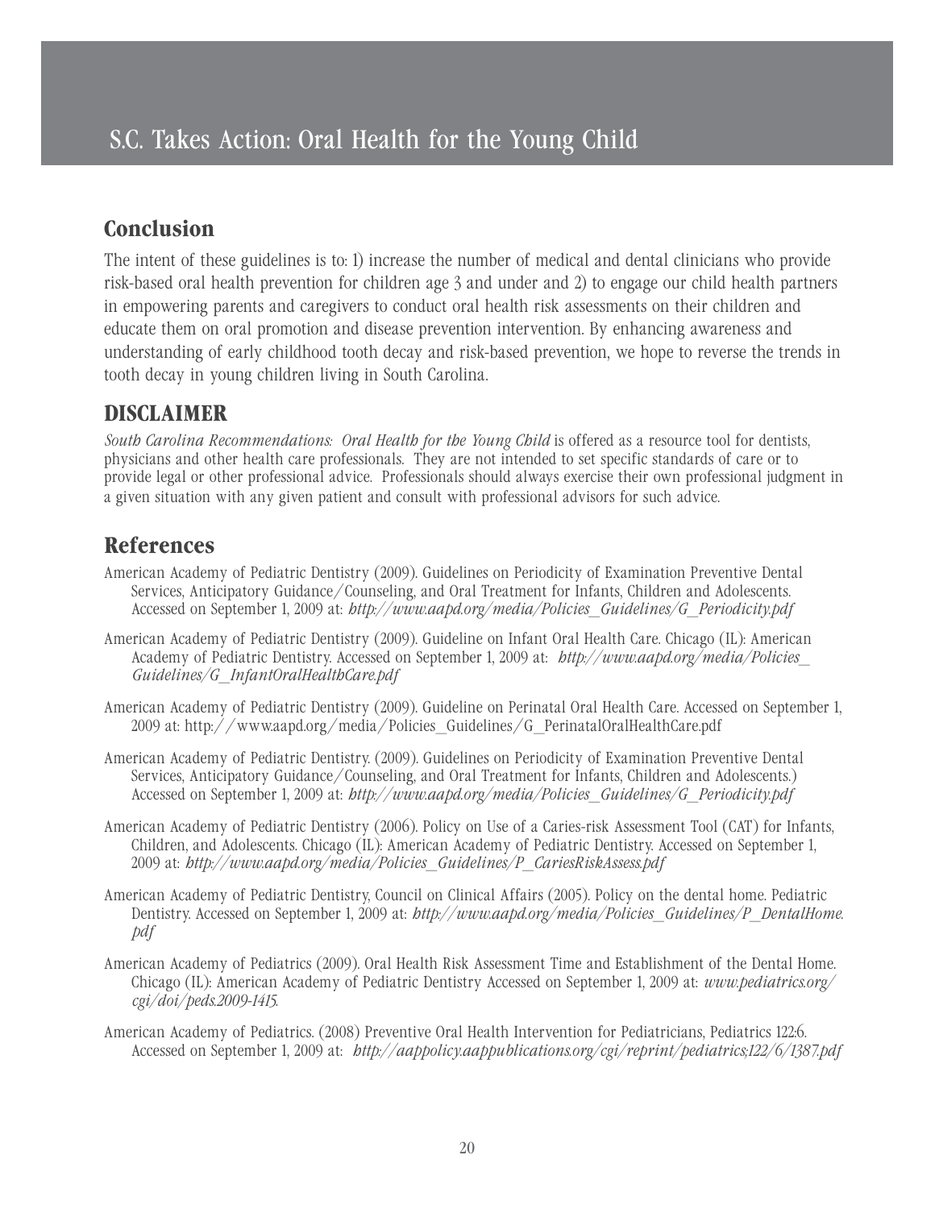## Conclusion

The intent of these guidelines is to: 1) increase the number of medical and dental clinicians who provide risk-based oral health prevention for children age 3 and under and 2) to engage our child health partners in empowering parents and caregivers to conduct oral health risk assessments on their children and educate them on oral promotion and disease prevention intervention. By enhancing awareness and understanding of early childhood tooth decay and risk-based prevention, we hope to reverse the trends in tooth decay in young children living in South Carolina.

## DISCLAIMER

*South Carolina Recommendations: Oral Health for the Young Child* is offered as a resource tool for dentists, physicians and other health care professionals. They are not intended to set specific standards of care or to provide legal or other professional advice. Professionals should always exercise their own professional judgment in a given situation with any given patient and consult with professional advisors for such advice.

## References

American Academy of Pediatric Dentistry (2009). Guidelines on Periodicity of Examination Preventive Dental Services, Anticipatory Guidance/Counseling, and Oral Treatment for Infants, Children and Adolescents. Accessed on September 1, 2009 at: *http://www.aapd.org/media/Policies_Guidelines/G_Periodicity.pdf*

American Academy of Pediatric Dentistry (2009). Guideline on Infant Oral Health Care. Chicago (IL): American Academy of Pediatric Dentistry. Accessed on September 1, 2009 at: *http://www.aapd.org/media/Policies_Guidelines/G_InfantOralHealthCare.pdf*

American Academy of Pediatric Dentistry (2009). Guideline on Perinatal Oral Health Care. Accessed on September 1, 2009 at: http://www.aapd.org/media/Policies_Guidelines/G_PerinatalOralHealthCare.pdf

American Academy of Pediatric Dentistry. (2009). Guidelines on Periodicity of Examination Preventive Dental Services, Anticipatory Guidance/Counseling, and Oral Treatment for Infants, Children and Adolescents.) Accessed on September 1, 2009 at: *http://www.aapd.org/media/Policies_Guidelines/G_Periodicity.pdf*

American Academy of Pediatric Dentistry (2006). Policy on Use of a Caries-risk Assessment Tool (CAT) for Infants, Children, and Adolescents. Chicago (IL): American Academy of Pediatric Dentistry. Accessed on September 1, 2009 at: *http://www.aapd.org/media/Policies_Guidelines/P_CariesRiskAssess.pdf*

American Academy of Pediatric Dentistry, Council on Clinical Affairs (2005). Policy on the dental home. Pediatric Dentistry. Accessed on September 1, 2009 at: *http://www.aapd.org/media/Policies_Guidelines/P_DentalHome.pdf*

American Academy of Pediatrics (2009). Oral Health Risk Assessment Time and Establishment of the Dental Home. Chicago (IL): American Academy of Pediatric Dentistry Accessed on September 1, 2009 at: *www.pediatrics.org/cgi/doi/peds.2009-1415.*

American Academy of Pediatrics. (2008) Preventive Oral Health Intervention for Pediatricians, Pediatrics 122:6. Accessed on September 1, 2009 at: *http://aappolicy.aappublications.org/cgi/reprint/pediatrics;122/6/1387.pdf*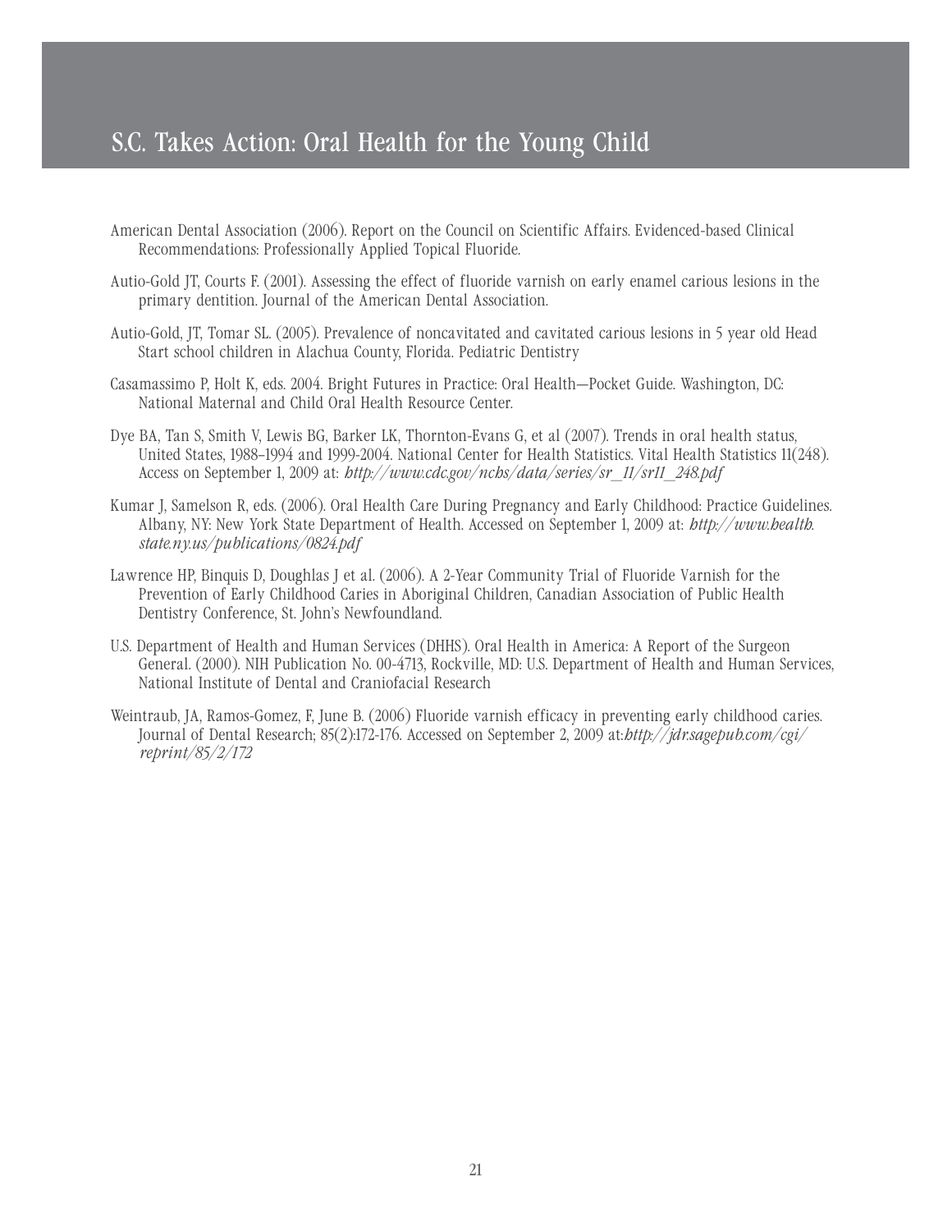American Dental Association (2006). Report on the Council on Scientific Affairs. Evidenced-based Clinical Recommendations: Professionally Applied Topical Fluoride.

Autio-Gold JT, Courts F. (2001). Assessing the effect of fluoride varnish on early enamel carious lesions in the primary dentition. Journal of the American Dental Association.

Autio-Gold, JT, Tomar SL. (2005). Prevalence of noncavitated and cavitated carious lesions in 5 year old Head Start school children in Alachua County, Florida. Pediatric Dentistry

Casamassimo P, Holt K, eds. 2004. Bright Futures in Practice: Oral Health—Pocket Guide. Washington, DC: National Maternal and Child Oral Health Resource Center.

Dye BA, Tan S, Smith V, Lewis BG, Barker LK, Thornton-Evans G, et al (2007). Trends in oral health status, United States, 1988–1994 and 1999-2004. National Center for Health Statistics. Vital Health Statistics 11(248). Access on September 1, 2009 at: *http://www.cdc.gov/nchs/data/series/sr_11/sr11_248.pdf*

Kumar J, Samelson R, eds. (2006). Oral Health Care During Pregnancy and Early Childhood: Practice Guidelines. Albany, NY: New York State Department of Health. Accessed on September 1, 2009 at: *http://www.health.state.ny.us/publications/0824.pdf*

Lawrence HP, Binquis D, Doughlas J et al. (2006). A 2-Year Community Trial of Fluoride Varnish for the Prevention of Early Childhood Caries in Aboriginal Children, Canadian Association of Public Health Dentistry Conference, St. John's Newfoundland.

U.S. Department of Health and Human Services (DHHS). Oral Health in America: A Report of the Surgeon General. (2000). NIH Publication No. 00-4713, Rockville, MD: U.S. Department of Health and Human Services, National Institute of Dental and Craniofacial Research

Weintraub, JA, Ramos-Gomez, F, June B. (2006) Fluoride varnish efficacy in preventing early childhood caries. Journal of Dental Research; 85(2):172-176. Accessed on September 2, 2009 at:*http://jdr.sagepub.com/cgi/reprint/85/2/172*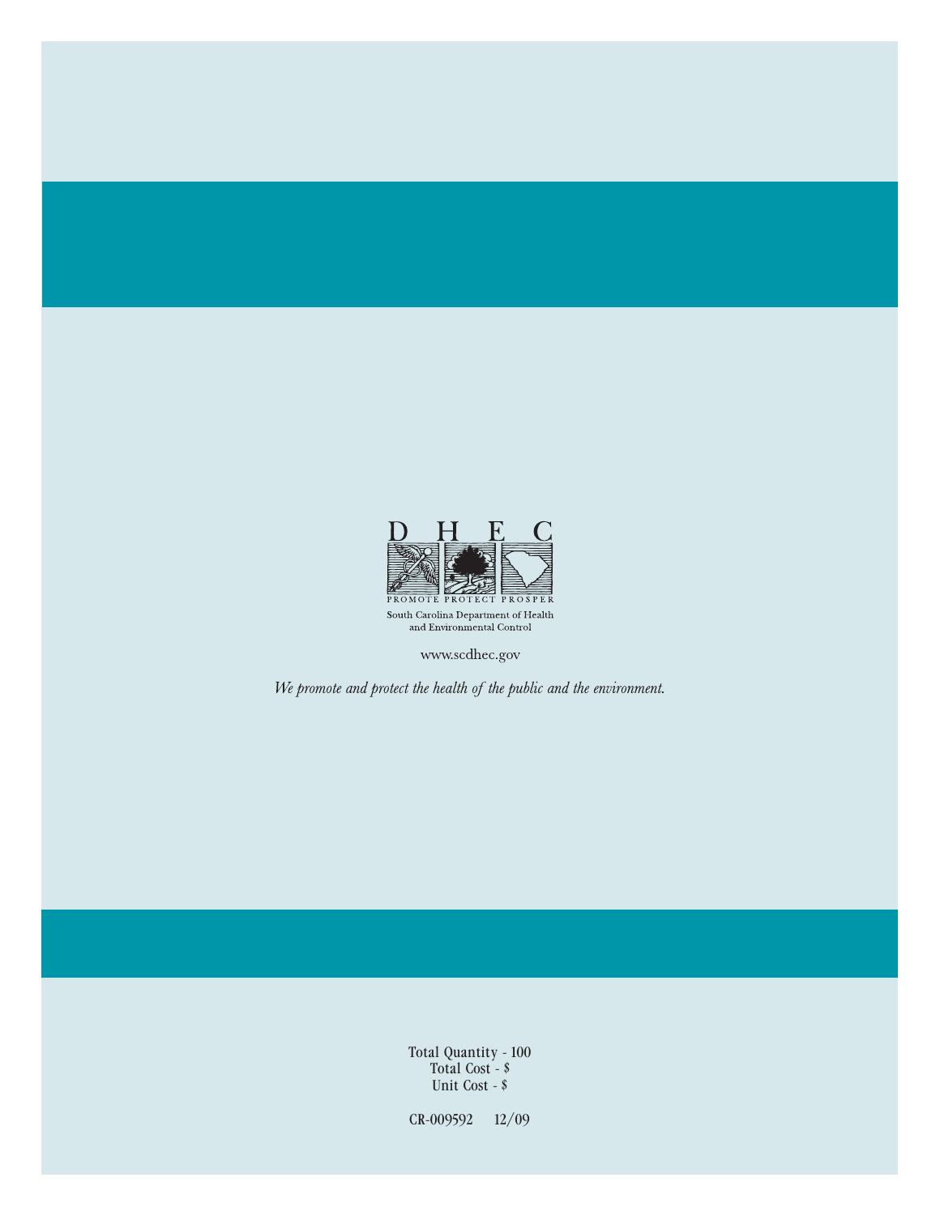D H E C

PROMOTE PROTECT PROSPER

South Carolina Department of Health
and Environmental Control

www.scdhec.gov

*We promote and protect the health of the public and the environment.*

Total Quantity - 100
Total Cost - $
Unit Cost - $

CR-009592 12/09